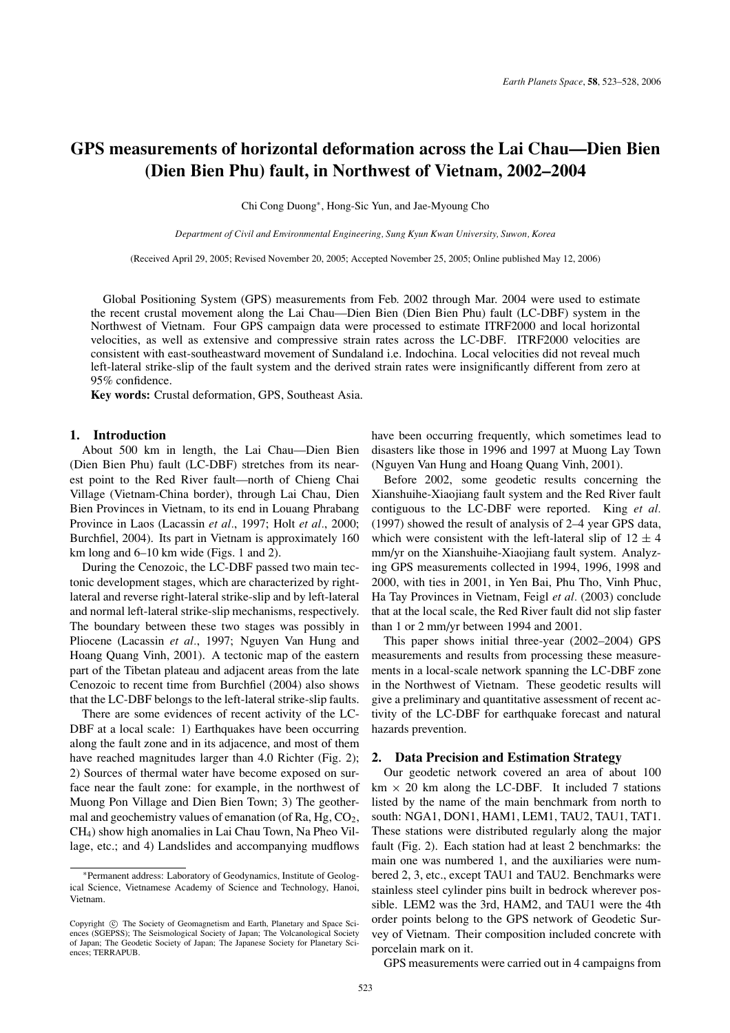# GPS measurements of horizontal deformation across the Lai Chau—Dien Bien (Dien Bien Phu) fault, in Northwest of Vietnam, 2002–2004

Chi Cong Duong*, Hong-Sic Yun, and Jae-Myoung Cho

*Department of Civil and Environmental Engineering, Sung Kyun Kwan University, Suwon, Korea*

(Received April 29, 2005; Revised November 20, 2005; Accepted November 25, 2005; Online published May 12, 2006)

Global Positioning System (GPS) measurements from Feb. 2002 through Mar. 2004 were used to estimate the recent crustal movement along the Lai Chau—Dien Bien (Dien Bien Phu) fault (LC-DBF) system in the Northwest of Vietnam. Four GPS campaign data were processed to estimate ITRF2000 and local horizontal velocities, as well as extensive and compressive strain rates across the LC-DBF. ITRF2000 velocities are consistent with east-southeastward movement of Sundaland i.e. Indochina. Local velocities did not reveal much left-lateral strike-slip of the fault system and the derived strain rates were insignificantly different from zero at 95% confidence.

**Key words:** Crustal deformation, GPS, Southeast Asia.

## 1. Introduction

About 500 km in length, the Lai Chau—Dien Bien (Dien Bien Phu) fault (LC-DBF) stretches from its nearest point to the Red River fault—north of Chieng Chai Village (Vietnam-China border), through Lai Chau, Dien Bien Provinces in Vietnam, to its end in Louang Phrabang Province in Laos (Lacassin *et al*., 1997; Holt *et al*., 2000; Burchfiel, 2004). Its part in Vietnam is approximately 160 km long and 6–10 km wide (Figs. 1 and 2).

During the Cenozoic, the LC-DBF passed two main tectonic development stages, which are characterized by right-lateral and reverse right-lateral strike-slip and by left-lateral and normal left-lateral strike-slip mechanisms, respectively. The boundary between these two stages was possibly in Pliocene (Lacassin *et al*., 1997; Nguyen Van Hung and Hoang Quang Vinh, 2001). A tectonic map of the eastern part of the Tibetan plateau and adjacent areas from the late Cenozoic to recent time from Burchfiel (2004) also shows that the LC-DBF belongs to the left-lateral strike-slip faults.

There are some evidences of recent activity of the LC-DBF at a local scale: 1) Earthquakes have been occurring along the fault zone and in its adjacence, and most of them have reached magnitudes larger than 4.0 Richter (Fig. 2); 2) Sources of thermal water have become exposed on surface near the fault zone: for example, in the northwest of Muong Pon Village and Dien Bien Town; 3) The geothermal and geochemistry values of emanation (of Ra, Hg, $CO_2$, $CH_4$) show high anomalies in Lai Chau Town, Na Pheo Village, etc.; and 4) Landslides and accompanying mudflows have been occurring frequently, which sometimes lead to disasters like those in 1996 and 1997 at Muong Lay Town (Nguyen Van Hung and Hoang Quang Vinh, 2001).

Before 2002, some geodetic results concerning the Xianshuihe-Xiaojiang fault system and the Red River fault contiguous to the LC-DBF were reported. King *et al.* (1997) showed the result of analysis of 2–4 year GPS data, which were consistent with the left-lateral slip of 12 ± 4 mm/yr on the Xianshuihe-Xiaojiang fault system. Analyzing GPS measurements collected in 1994, 1996, 1998 and 2000, with ties in 2001, in Yen Bai, Phu Tho, Vinh Phuc, Ha Tay Provinces in Vietnam, Feigl *et al*. (2003) conclude that at the local scale, the Red River fault did not slip faster than 1 or 2 mm/yr between 1994 and 2001.

This paper shows initial three-year (2002–2004) GPS measurements and results from processing these measurements in a local-scale network spanning the LC-DBF zone in the Northwest of Vietnam. These geodetic results will give a preliminary and quantitative assessment of recent activity of the LC-DBF for earthquake forecast and natural hazards prevention.

## 2. Data Precision and Estimation Strategy

Our geodetic network covered an area of about 100 km × 20 km along the LC-DBF. It included 7 stations listed by the name of the main benchmark from north to south: NGA1, DON1, HAM1, LEM1, TAU2, TAU1, TAT1. These stations were distributed regularly along the major fault (Fig. 2). Each station had at least 2 benchmarks: the main one was numbered 1, and the auxiliaries were numbered 2, 3, etc., except TAU1 and TAU2. Benchmarks were stainless steel cylinder pins built in bedrock wherever possible. LEM2 was the 3rd, HAM2, and TAU1 were the 4th order points belong to the GPS network of Geodetic Survey of Vietnam. Their composition included concrete with porcelain mark on it.

GPS measurements were carried out in 4 campaigns from

*Permanent address: Laboratory of Geodynamics, Institute of Geological Science, Vietnamese Academy of Science and Technology, Hanoi, Vietnam.

Copyright © The Society of Geomagnetism and Earth, Planetary and Space Sciences (SGEPSS); The Seismological Society of Japan; The Volcanological Society of Japan; The Geodetic Society of Japan; The Japanese Society for Planetary Sciences; TERRAPUB.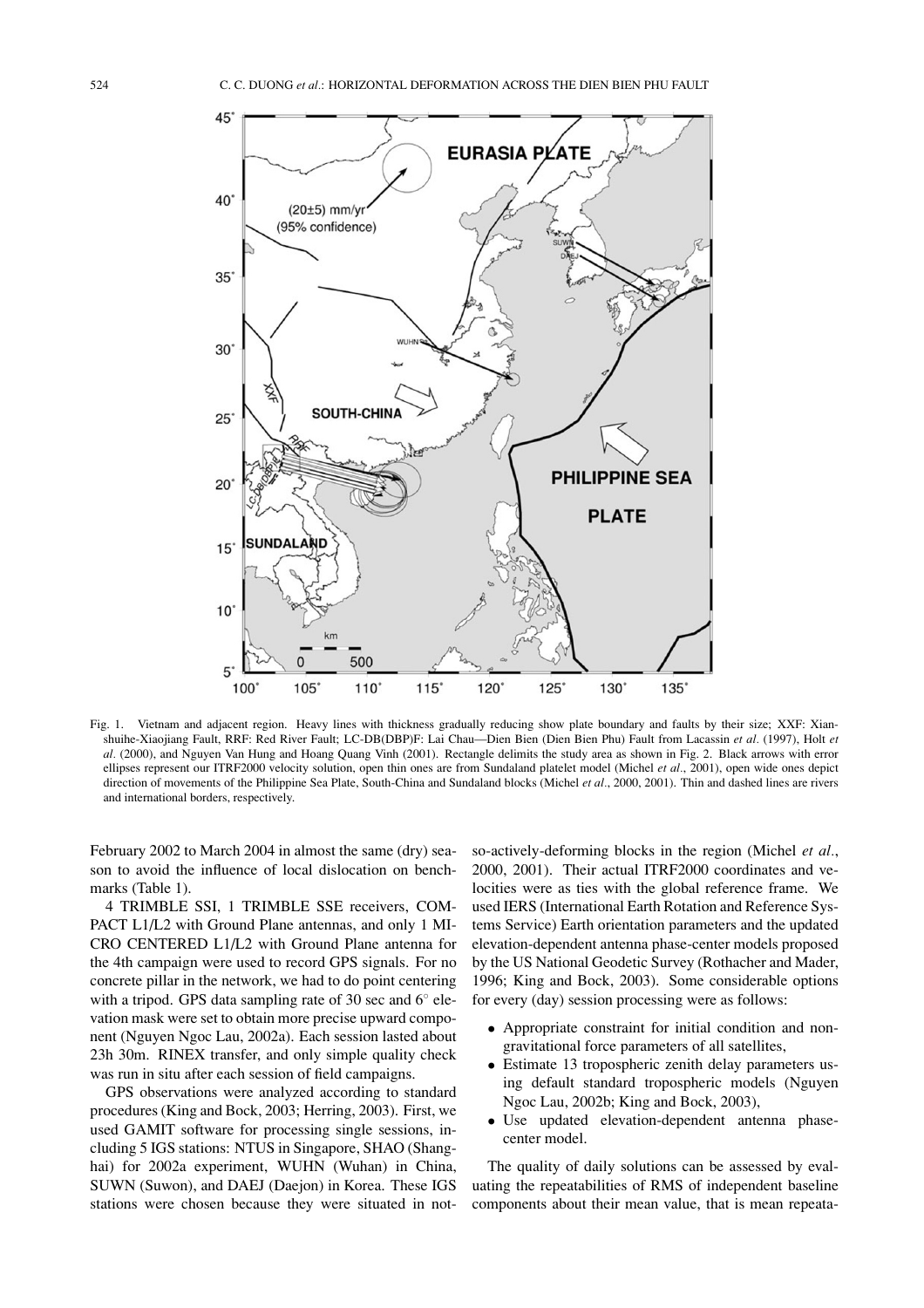Fig. 1. Vietnam and adjacent region. Heavy lines with thickness gradually reducing show plate boundary and faults by their size; XXF: Xianshuihe-Xiaojiang Fault, RRF: Red River Fault; LC-DB(DBP)F: Lai Chau—Dien Bien (Dien Bien Phu) Fault from Lacassin *et al*. (1997), Holt *et al*. (2000), and Nguyen Van Hung and Hoang Quang Vinh (2001). Rectangle delimits the study area as shown in Fig. 2. Black arrows with error ellipses represent our ITRF2000 velocity solution, open thin ones are from Sundaland platelet model (Michel *et al*., 2001), open wide ones depict direction of movements of the Philippine Sea Plate, South-China and Sundaland blocks (Michel *et al*., 2000, 2001). Thin and dashed lines are rivers and international borders, respectively.

February 2002 to March 2004 in almost the same (dry) season to avoid the influence of local dislocation on benchmarks (Table 1).

4 TRIMBLE SSI, 1 TRIMBLE SSE receivers, COMPACT L1/L2 with Ground Plane antennas, and only 1 MICRO CENTERED L1/L2 with Ground Plane antenna for the 4th campaign were used to record GPS signals. For no concrete pillar in the network, we had to do point centering with a tripod. GPS data sampling rate of 30 sec and 6° elevation mask were set to obtain more precise upward component (Nguyen Ngoc Lau, 2002a). Each session lasted about 23h 30m. RINEX transfer, and only simple quality check was run in situ after each session of field campaigns.

GPS observations were analyzed according to standard procedures (King and Bock, 2003; Herring, 2003). First, we used GAMIT software for processing single sessions, including 5 IGS stations: NTUS in Singapore, SHAO (Shanghai) for 2002a experiment, WUHN (Wuhan) in China, SUWN (Suwon), and DAEJ (Daejon) in Korea. These IGS stations were chosen because they were situated in not-so-actively-deforming blocks in the region (Michel *et al*., 2000, 2001). Their actual ITRF2000 coordinates and velocities were as ties with the global reference frame. We used IERS (International Earth Rotation and Reference Systems Service) Earth orientation parameters and the updated elevation-dependent antenna phase-center models proposed by the US National Geodetic Survey (Rothacher and Mader, 1996; King and Bock, 2003). Some considerable options for every (day) session processing were as follows:

- Appropriate constraint for initial condition and non-gravitational force parameters of all satellites,
- Estimate 13 tropospheric zenith delay parameters using default standard tropospheric models (Nguyen Ngoc Lau, 2002b; King and Bock, 2003),
- Use updated elevation-dependent antenna phase-center model.

The quality of daily solutions can be assessed by evaluating the repeatabilities of RMS of independent baseline components about their mean value, that is mean repeata-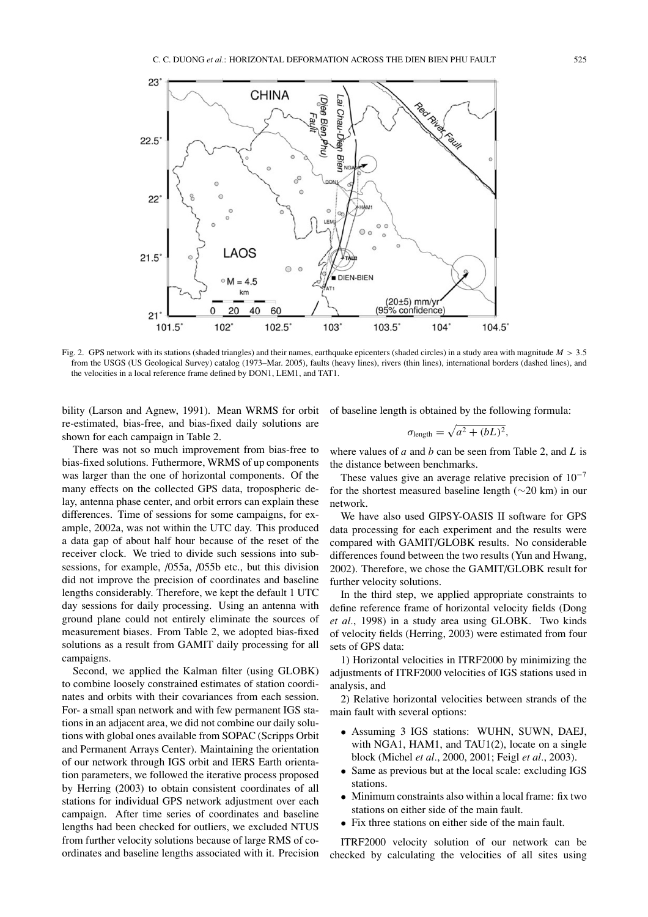Fig. 2. GPS network with its stations (shaded triangles) and their names, earthquake epicenters (shaded circles) in a study area with magnitude $M > 3.5$ from the USGS (US Geological Survey) catalog (1973–Mar. 2005), faults (heavy lines), rivers (thin lines), international borders (dashed lines), and the velocities in a local reference frame defined by DON1, LEM1, and TAT1.

bility (Larson and Agnew, 1991). Mean WRMS for orbit re-estimated, bias-free, and bias-fixed daily solutions are shown for each campaign in Table 2.

There was not so much improvement from bias-free to bias-fixed solutions. Futhermore, WRMS of up components was larger than the one of horizontal components. Of the many effects on the collected GPS data, tropospheric delay, antenna phase center, and orbit errors can explain these differences. Time of sessions for some campaigns, for example, 2002a, was not within the UTC day. This produced a data gap of about half hour because of the reset of the receiver clock. We tried to divide such sessions into subsessions, for example, /055a, /055b etc., but this division did not improve the precision of coordinates and baseline lengths considerably. Therefore, we kept the default 1 UTC day sessions for daily processing. Using an antenna with ground plane could not entirely eliminate the sources of measurement biases. From Table 2, we adopted bias-fixed solutions as a result from GAMIT daily processing for all campaigns.

Second, we applied the Kalman filter (using GLOBK) to combine loosely constrained estimates of station coordinates and orbits with their covariances from each session. For- a small span network and with few permanent IGS stations in an adjacent area, we did not combine our daily solutions with global ones available from SOPAC (Scripps Orbit and Permanent Arrays Center). Maintaining the orientation of our network through IGS orbit and IERS Earth orientation parameters, we followed the iterative process proposed by Herring (2003) to obtain consistent coordinates of all stations for individual GPS network adjustment over each campaign. After time series of coordinates and baseline lengths had been checked for outliers, we excluded NTUS from further velocity solutions because of large RMS of coordinates and baseline lengths associated with it. Precision of baseline length is obtained by the following formula:

$$\sigma_{\text{length}} = \sqrt{a^2 + (bL)^2},$$

where values of $a$ and $b$ can be seen from Table 2, and $L$ is the distance between benchmarks.

These values give an average relative precision of $10^{-7}$ for the shortest measured baseline length ($\sim$20 km) in our network.

We have also used GIPSY-OASIS II software for GPS data processing for each experiment and the results were compared with GAMIT/GLOBK results. No considerable differences found between the two results (Yun and Hwang, 2002). Therefore, we chose the GAMIT/GLOBK result for further velocity solutions.

In the third step, we applied appropriate constraints to define reference frame of horizontal velocity fields (Dong *et al.*, 1998) in a study area using GLOBK. Two kinds of velocity fields (Herring, 2003) were estimated from four sets of GPS data:

1) Horizontal velocities in ITRF2000 by minimizing the adjustments of ITRF2000 velocities of IGS stations used in analysis, and

2) Relative horizontal velocities between strands of the main fault with several options:

- Assuming 3 IGS stations: WUHN, SUWN, DAEJ, with NGA1, HAM1, and TAU1(2), locate on a single block (Michel *et al.*, 2000, 2001; Feigl *et al.*, 2003).
- Same as previous but at the local scale: excluding IGS stations.
- Minimum constraints also within a local frame: fix two stations on either side of the main fault.
- Fix three stations on either side of the main fault.

ITRF2000 velocity solution of our network can be checked by calculating the velocities of all sites using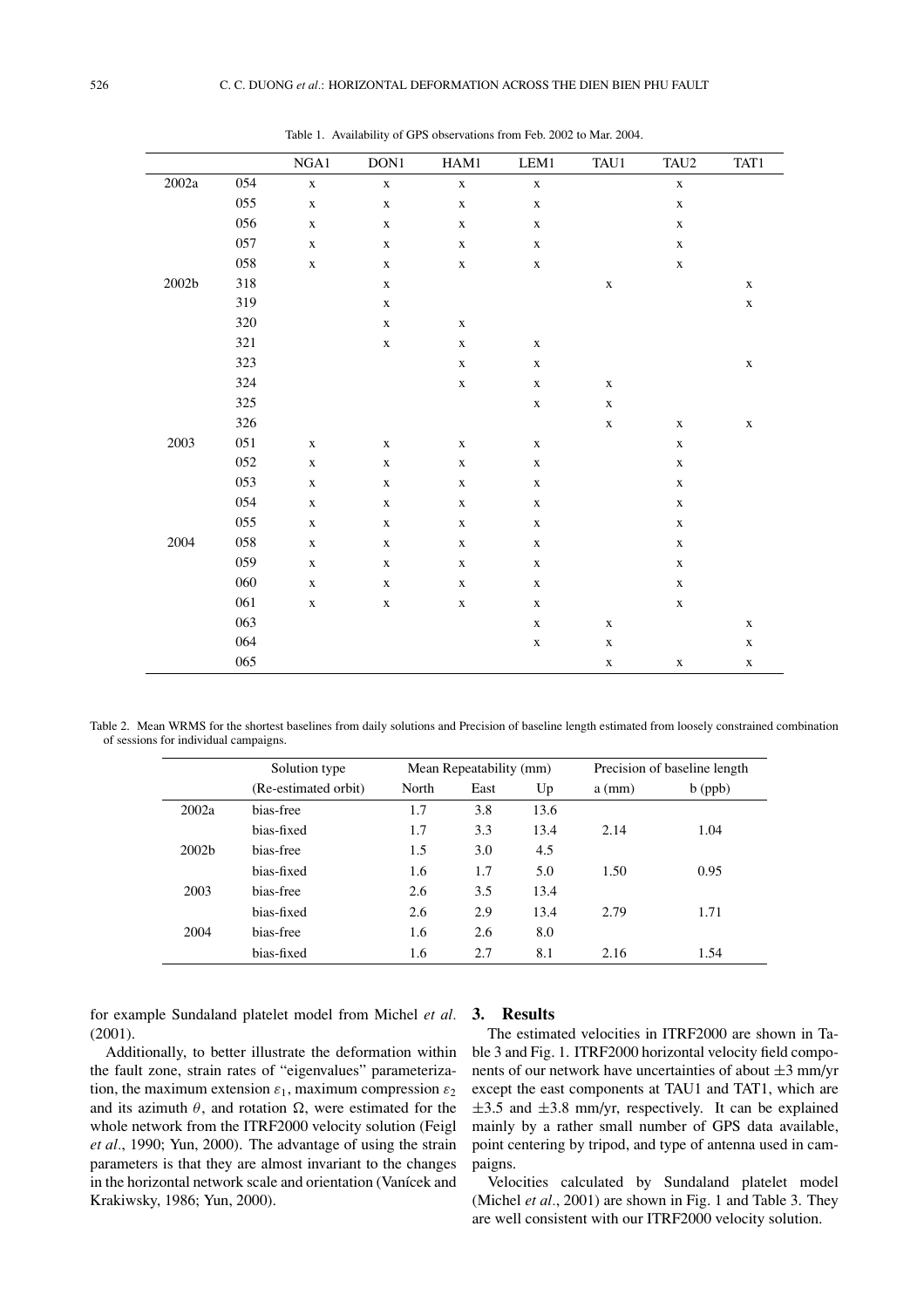Table 1. Availability of GPS observations from Feb. 2002 to Mar. 2004.

| | | NGA1 | DON1 | HAM1 | LEM1 | TAU1 | TAU2 | TAT1 |
|---|---|---|---|---|---|---|---|---|
| 2002a | 054 | x | x | x | x | | x | |
| | 055 | x | x | x | x | | x | |
| | 056 | x | x | x | x | | x | |
| | 057 | x | x | x | x | | x | |
| | 058 | x | x | x | x | | x | |
| 2002b | 318 | | x | | | x | | x |
| | 319 | | x | | | | | x |
| | 320 | | x | x | | | | |
| | 321 | | x | x | x | | | |
| | 323 | | | x | x | | | x |
| | 324 | | | x | x | x | | |
| | 325 | | | | x | x | | |
| | 326 | | | | | x | x | x |
| 2003 | 051 | x | x | x | x | | x | |
| | 052 | x | x | x | x | | x | |
| | 053 | x | x | x | x | | x | |
| | 054 | x | x | x | x | | x | |
| | 055 | x | x | x | x | | x | |
| 2004 | 058 | x | x | x | x | | x | |
| | 059 | x | x | x | x | | x | |
| | 060 | x | x | x | x | | x | |
| | 061 | x | x | x | x | | x | |
| | 063 | | | | x | x | | x |
| | 064 | | | | x | x | | x |
| | 065 | | | | | x | x | x |

Table 2. Mean WRMS for the shortest baselines from daily solutions and Precision of baseline length estimated from loosely constrained combination of sessions for individual campaigns.

| | Solution type | Mean Repeatability (mm) | | | Precision of baseline length | |
|---|---|---|---|---|---|---|
| | (Re-estimated orbit) | North | East | Up | a (mm) | b (ppb) |
| 2002a | bias-free | 1.7 | 3.8 | 13.6 | | |
| | bias-fixed | 1.7 | 3.3 | 13.4 | 2.14 | 1.04 |
| 2002b | bias-free | 1.5 | 3.0 | 4.5 | | |
| | bias-fixed | 1.6 | 1.7 | 5.0 | 1.50 | 0.95 |
| 2003 | bias-free | 2.6 | 3.5 | 13.4 | | |
| | bias-fixed | 2.6 | 2.9 | 13.4 | 2.79 | 1.71 |
| 2004 | bias-free | 1.6 | 2.6 | 8.0 | | |
| | bias-fixed | 1.6 | 2.7 | 8.1 | 2.16 | 1.54 |

for example Sundaland platelet model from Michel *et al.* (2001).

Additionally, to better illustrate the deformation within the fault zone, strain rates of "eigenvalues" parameterization, the maximum extension $\varepsilon_1$, maximum compression $\varepsilon_2$ and its azimuth $\theta$, and rotation $\Omega$, were estimated for the whole network from the ITRF2000 velocity solution (Feigl *et al.*, 1990; Yun, 2000). The advantage of using the strain parameters is that they are almost invariant to the changes in the horizontal network scale and orientation (Vaníček and Krakiwsky, 1986; Yun, 2000).

## 3. Results

The estimated velocities in ITRF2000 are shown in Table 3 and Fig. 1. ITRF2000 horizontal velocity field components of our network have uncertainties of about $\pm 3$ mm/yr except the east components at TAU1 and TAT1, which are $\pm 3.5$ and $\pm 3.8$ mm/yr, respectively. It can be explained mainly by a rather small number of GPS data available, point centering by tripod, and type of antenna used in campaigns.

Velocities calculated by Sundaland platelet model (Michel *et al.*, 2001) are shown in Fig. 1 and Table 3. They are well consistent with our ITRF2000 velocity solution.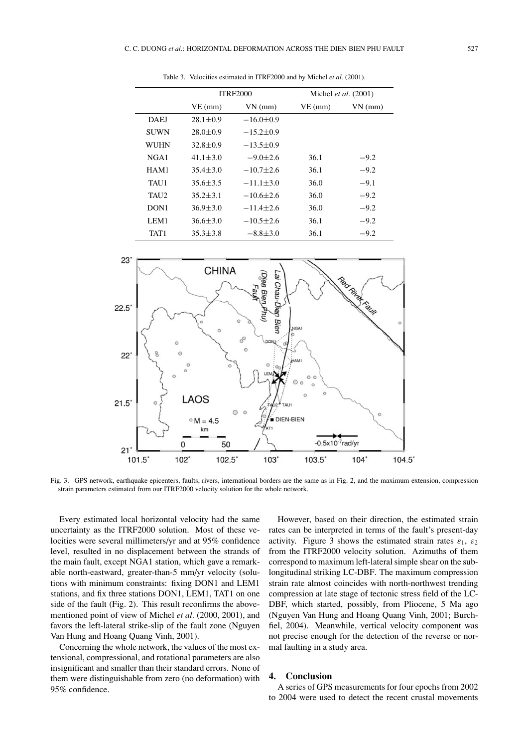Table 3. Velocities estimated in ITRF2000 and by Michel *et al*. (2001).

| | ITRF2000 | | Michel *et al*. (2001) | |
|---|---|---|---|---|
| | VE (mm) | VN (mm) | VE (mm) | VN (mm) |
| DAEJ | 28.1±0.9 | −16.0±0.9 | | |
| SUWN | 28.0±0.9 | −15.2±0.9 | | |
| WUHN | 32.8±0.9 | −13.5±0.9 | | |
| NGA1 | 41.1±3.0 | −9.0±2.6 | 36.1 | −9.2 |
| HAM1 | 35.4±3.0 | −10.7±2.6 | 36.1 | −9.2 |
| TAU1 | 35.6±3.5 | −11.1±3.0 | 36.0 | −9.1 |
| TAU2 | 35.2±3.1 | −10.6±2.6 | 36.0 | −9.2 |
| DON1 | 36.9±3.0 | −11.4±2.6 | 36.0 | −9.2 |
| LEM1 | 36.6±3.0 | −10.5±2.6 | 36.1 | −9.2 |
| TAT1 | 35.3±3.8 | −8.8±3.0 | 36.1 | −9.2 |

Fig. 3. GPS network, earthquake epicenters, faults, rivers, international borders are the same as in Fig. 2, and the maximum extension, compression strain parameters estimated from our ITRF2000 velocity solution for the whole network.

Every estimated local horizontal velocity had the same uncertainty as the ITRF2000 solution. Most of these velocities were several millimeters/yr and at 95% confidence level, resulted in no displacement between the strands of the main fault, except NGA1 station, which gave a remarkable north-eastward, greater-than-5 mm/yr velocity (solutions with minimum constraints: fixing DON1 and LEM1 stations, and fix three stations DON1, LEM1, TAT1 on one side of the fault (Fig. 2). This result reconfirms the above-mentioned point of view of Michel *et al*. (2000, 2001), and favors the left-lateral strike-slip of the fault zone (Nguyen Van Hung and Hoang Quang Vinh, 2001).

Concerning the whole network, the values of the most extensional, compressional, and rotational parameters are also insignificant and smaller than their standard errors. None of them were distinguishable from zero (no deformation) with 95% confidence.

However, based on their direction, the estimated strain rates can be interpreted in terms of the fault's present-day activity. Figure 3 shows the estimated strain rates $\varepsilon_1$, $\varepsilon_2$ from the ITRF2000 velocity solution. Azimuths of them correspond to maximum left-lateral simple shear on the sub-longitudinal striking LC-DBF. The maximum compression strain rate almost coincides with north-northwest trending compression at late stage of tectonic stress field of the LC-DBF, which started, possibly, from Pliocene, 5 Ma ago (Nguyen Van Hung and Hoang Quang Vinh, 2001; Burchfiel, 2004). Meanwhile, vertical velocity component was not precise enough for the detection of the reverse or normal faulting in a study area.

## 4. Conclusion

A series of GPS measurements for four epochs from 2002 to 2004 were used to detect the recent crustal movements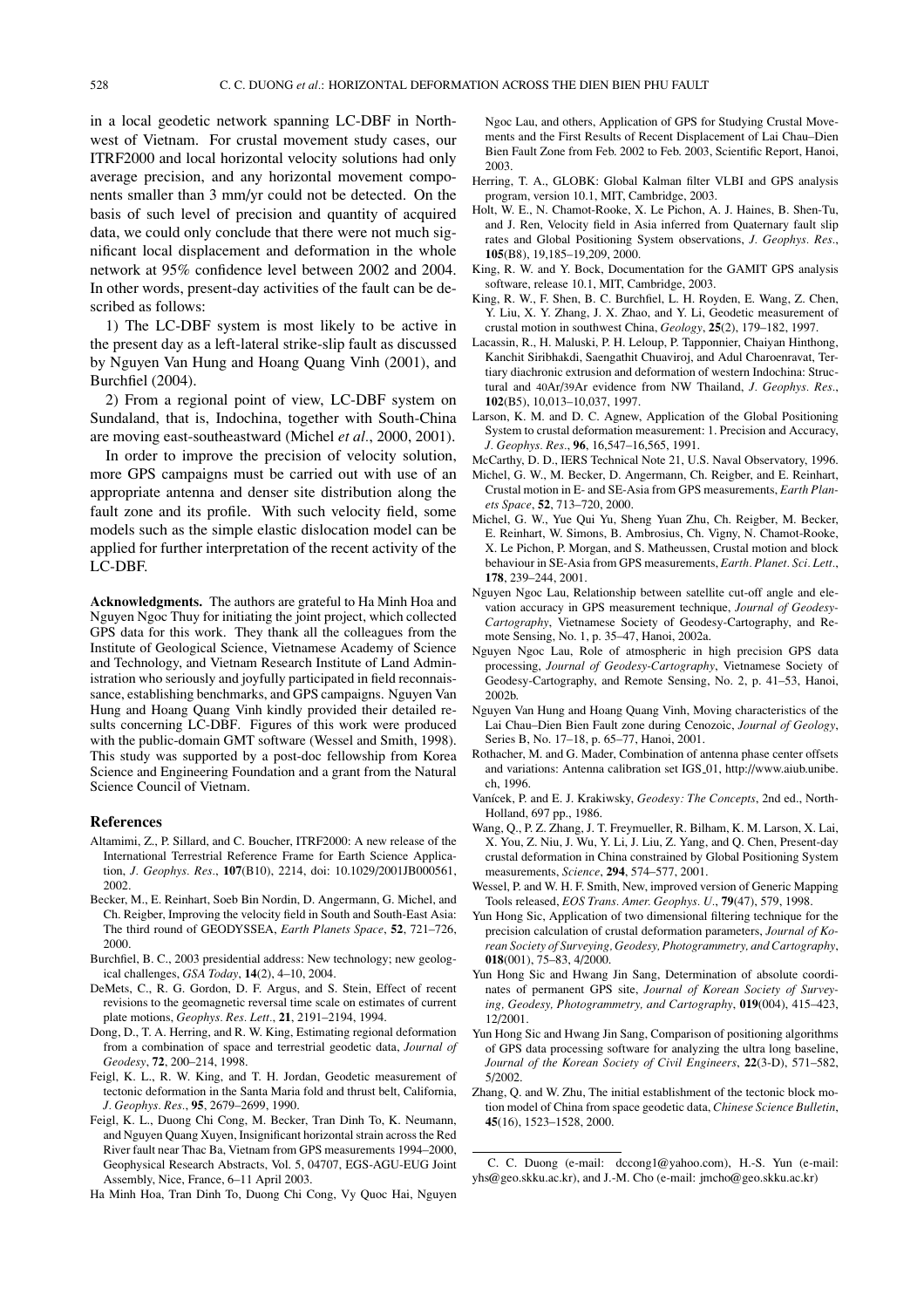in a local geodetic network spanning LC-DBF in Northwest of Vietnam. For crustal movement study cases, our ITRF2000 and local horizontal velocity solutions had only average precision, and any horizontal movement components smaller than 3 mm/yr could not be detected. On the basis of such level of precision and quantity of acquired data, we could only conclude that there were not much significant local displacement and deformation in the whole network at 95% confidence level between 2002 and 2004. In other words, present-day activities of the fault can be described as follows:

1) The LC-DBF system is most likely to be active in the present day as a left-lateral strike-slip fault as discussed by Nguyen Van Hung and Hoang Quang Vinh (2001), and Burchfiel (2004).

2) From a regional point of view, LC-DBF system on Sundaland, that is, Indochina, together with South-China are moving east-southeastward (Michel *et al.*, 2000, 2001).

In order to improve the precision of velocity solution, more GPS campaigns must be carried out with use of an appropriate antenna and denser site distribution along the fault zone and its profile. With such velocity field, some models such as the simple elastic dislocation model can be applied for further interpretation of the recent activity of the LC-DBF.

**Acknowledgments.** The authors are grateful to Ha Minh Hoa and Nguyen Ngoc Thuy for initiating the joint project, which collected GPS data for this work. They thank all the colleagues from the Institute of Geological Science, Vietnamese Academy of Science and Technology, and Vietnam Research Institute of Land Administration who seriously and joyfully participated in field reconnaissance, establishing benchmarks, and GPS campaigns. Nguyen Van Hung and Hoang Quang Vinh kindly provided their detailed results concerning LC-DBF. Figures of this work were produced with the public-domain GMT software (Wessel and Smith, 1998). This study was supported by a post-doc fellowship from Korea Science and Engineering Foundation and a grant from the Natural Science Council of Vietnam.

## References

Altamimi, Z., P. Sillard, and C. Boucher, ITRF2000: A new release of the International Terrestrial Reference Frame for Earth Science Application, *J. Geophys. Res.*, **107**(B10), 2214, doi: 10.1029/2001JB000561, 2002.

Becker, M., E. Reinhart, Soeb Bin Nordin, D. Angermann, G. Michel, and Ch. Reigber, Improving the velocity field in South and South-East Asia: The third round of GEODYSSEA, *Earth Planets Space*, **52**, 721–726, 2000.

Burchfiel, B. C., 2003 presidential address: New technology; new geological challenges, *GSA Today*, **14**(2), 4–10, 2004.

DeMets, C., R. G. Gordon, D. F. Argus, and S. Stein, Effect of recent revisions to the geomagnetic reversal time scale on estimates of current plate motions, *Geophys. Res. Lett.*, **21**, 2191–2194, 1994.

Dong, D., T. A. Herring, and R. W. King, Estimating regional deformation from a combination of space and terrestrial geodetic data, *Journal of Geodesy*, **72**, 200–214, 1998.

Feigl, K. L., R. W. King, and T. H. Jordan, Geodetic measurement of tectonic deformation in the Santa Maria fold and thrust belt, California, *J. Geophys. Res.*, **95**, 2679–2699, 1990.

Feigl, K. L., Duong Chi Cong, M. Becker, Tran Dinh To, K. Neumann, and Nguyen Quang Xuyen, Insignificant horizontal strain across the Red River fault near Thac Ba, Vietnam from GPS measurements 1994–2000, Geophysical Research Abstracts, Vol. 5, 04707, EGS-AGU-EUG Joint Assembly, Nice, France, 6–11 April 2003.

Ha Minh Hoa, Tran Dinh To, Duong Chi Cong, Vy Quoc Hai, Nguyen Ngoc Lau, and others, Application of GPS for Studying Crustal Movements and the First Results of Recent Displacement of Lai Chau–Dien Bien Fault Zone from Feb. 2002 to Feb. 2003, Scientific Report, Hanoi, 2003.

Herring, T. A., GLOBK: Global Kalman filter VLBI and GPS analysis program, version 10.1, MIT, Cambridge, 2003.

Holt, W. E., N. Chamot-Rooke, X. Le Pichon, A. J. Haines, B. Shen-Tu, and J. Ren, Velocity field in Asia inferred from Quaternary fault slip rates and Global Positioning System observations, *J. Geophys. Res.*, **105**(B8), 19,185–19,209, 2000.

King, R. W. and Y. Bock, Documentation for the GAMIT GPS analysis software, release 10.1, MIT, Cambridge, 2003.

King, R. W., F. Shen, B. C. Burchfiel, L. H. Royden, E. Wang, Z. Chen, Y. Liu, X. Y. Zhang, J. X. Zhao, and Y. Li, Geodetic measurement of crustal motion in southwest China, *Geology*, **25**(2), 179–182, 1997.

Lacassin, R., H. Maluski, P. H. Leloup, P. Tapponnier, Chaiyan Hinthong, Kanchit Siribhakdi, Saengathit Chuaviroj, and Adul Charoenravat, Tertiary diachronic extrusion and deformation of western Indochina: Structural and 40Ar/39Ar evidence from NW Thailand, *J. Geophys. Res.*, **102**(B5), 10,013–10,037, 1997.

Larson, K. M. and D. C. Agnew, Application of the Global Positioning System to crustal deformation measurement: 1. Precision and Accuracy, *J. Geophys. Res.*, **96**, 16,547–16,565, 1991.

McCarthy, D. D., IERS Technical Note 21, U.S. Naval Observatory, 1996.

Michel, G. W., M. Becker, D. Angermann, Ch. Reigber, and E. Reinhart, Crustal motion in E- and SE-Asia from GPS measurements, *Earth Planets Space*, **52**, 713–720, 2000.

Michel, G. W., Yue Qui Yu, Sheng Yuan Zhu, Ch. Reigber, M. Becker, E. Reinhart, W. Simons, B. Ambrosius, Ch. Vigny, N. Chamot-Rooke, X. Le Pichon, P. Morgan, and S. Matheussen, Crustal motion and block behaviour in SE-Asia from GPS measurements, *Earth. Planet. Sci. Lett.*, **178**, 239–244, 2001.

Nguyen Ngoc Lau, Relationship between satellite cut-off angle and elevation accuracy in GPS measurement technique, *Journal of Geodesy-Cartography*, Vietnamese Society of Geodesy-Cartography, and Remote Sensing, No. 1, p. 35–47, Hanoi, 2002a.

Nguyen Ngoc Lau, Role of atmospheric in high precision GPS data processing, *Journal of Geodesy-Cartography*, Vietnamese Society of Geodesy-Cartography, and Remote Sensing, No. 2, p. 41–53, Hanoi, 2002b.

Nguyen Van Hung and Hoang Quang Vinh, Moving characteristics of the Lai Chau–Dien Bien Fault zone during Cenozoic, *Journal of Geology*, Series B, No. 17–18, p. 65–77, Hanoi, 2001.

Rothacher, M. and G. Mader, Combination of antenna phase center offsets and variations: Antenna calibration set IGS_01, http://www.aiub.unibe.ch, 1996.

Vanícek, P. and E. J. Krakiwsky, *Geodesy: The Concepts*, 2nd ed., North-Holland, 697 pp., 1986.

Wang, Q., P. Z. Zhang, J. T. Freymueller, R. Bilham, K. M. Larson, X. Lai, X. You, Z. Niu, J. Wu, Y. Li, J. Liu, Z. Yang, and Q. Chen, Present-day crustal deformation in China constrained by Global Positioning System measurements, *Science*, **294**, 574–577, 2001.

Wessel, P. and W. H. F. Smith, New, improved version of Generic Mapping Tools released, *EOS Trans. Amer. Geophys. U.*, **79**(47), 579, 1998.

Yun Hong Sic, Application of two dimensional filtering technique for the precision calculation of crustal deformation parameters, *Journal of Korean Society of Surveying, Geodesy, Photogrammetry, and Cartography*, **018**(001), 75–83, 4/2000.

Yun Hong Sic and Hwang Jin Sang, Determination of absolute coordinates of permanent GPS site, *Journal of Korean Society of Surveying, Geodesy, Photogrammetry, and Cartography*, **019**(004), 415–423, 12/2001.

Yun Hong Sic and Hwang Jin Sang, Comparison of positioning algorithms of GPS data processing software for analyzing the ultra long baseline, *Journal of the Korean Society of Civil Engineers*, **22**(3-D), 571–582, 5/2002.

Zhang, Q. and W. Zhu, The initial establishment of the tectonic block motion model of China from space geodetic data, *Chinese Science Bulletin*, **45**(16), 1523–1528, 2000.

---

C. C. Duong (e-mail: dccong1@yahoo.com), H.-S. Yun (e-mail: yhs@geo.skku.ac.kr), and J.-M. Cho (e-mail: jmcho@geo.skku.ac.kr)